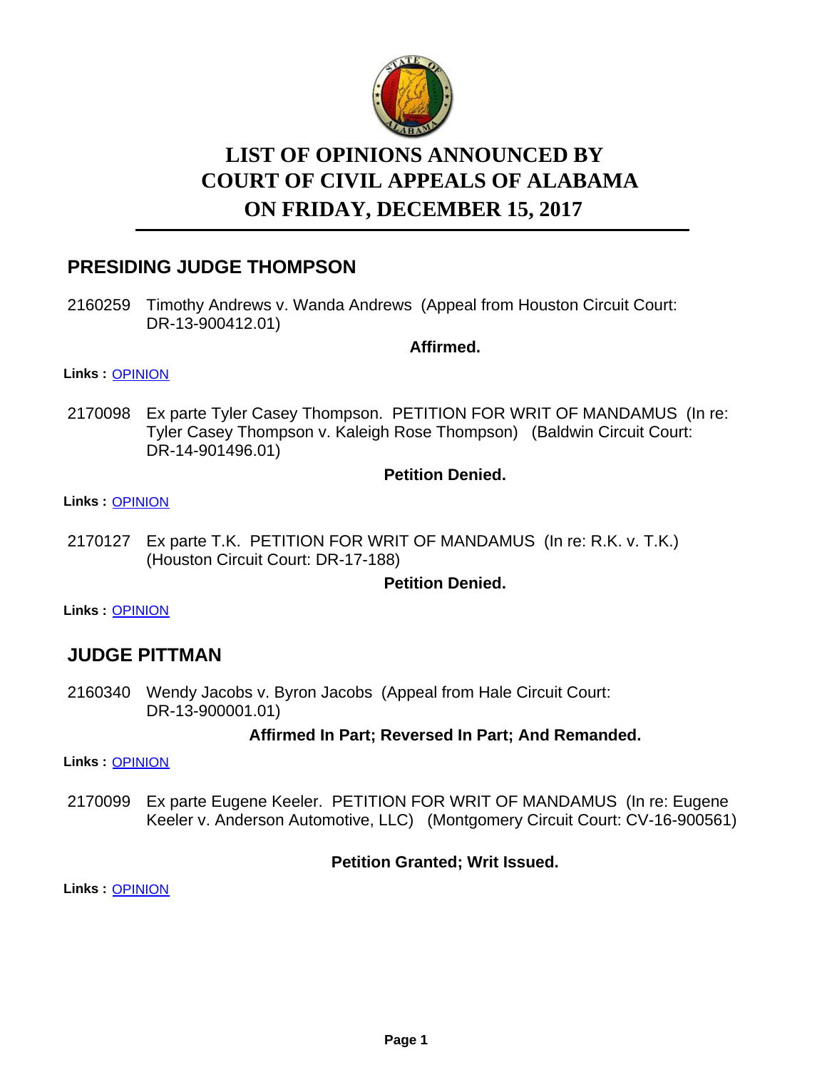# LIST OF OPINIONS ANNOUNCED BY COURT OF CIVIL APPEALS OF ALABAMA ON FRIDAY, DECEMBER 15, 2017

## PRESIDING JUDGE THOMPSON

2160259 Timothy Andrews v. Wanda Andrews (Appeal from Houston Circuit Court: DR-13-900412.01)

**Affirmed.**

**Links :** OPINION

2170098 Ex parte Tyler Casey Thompson. PETITION FOR WRIT OF MANDAMUS (In re: Tyler Casey Thompson v. Kaleigh Rose Thompson) (Baldwin Circuit Court: DR-14-901496.01)

**Petition Denied.**

**Links :** OPINION

2170127 Ex parte T.K. PETITION FOR WRIT OF MANDAMUS (In re: R.K. v. T.K.) (Houston Circuit Court: DR-17-188)

**Petition Denied.**

**Links :** OPINION

## JUDGE PITTMAN

2160340 Wendy Jacobs v. Byron Jacobs (Appeal from Hale Circuit Court: DR-13-900001.01)

**Affirmed In Part; Reversed In Part; And Remanded.**

**Links :** OPINION

2170099 Ex parte Eugene Keeler. PETITION FOR WRIT OF MANDAMUS (In re: Eugene Keeler v. Anderson Automotive, LLC) (Montgomery Circuit Court: CV-16-900561)

**Petition Granted; Writ Issued.**

**Links :** OPINION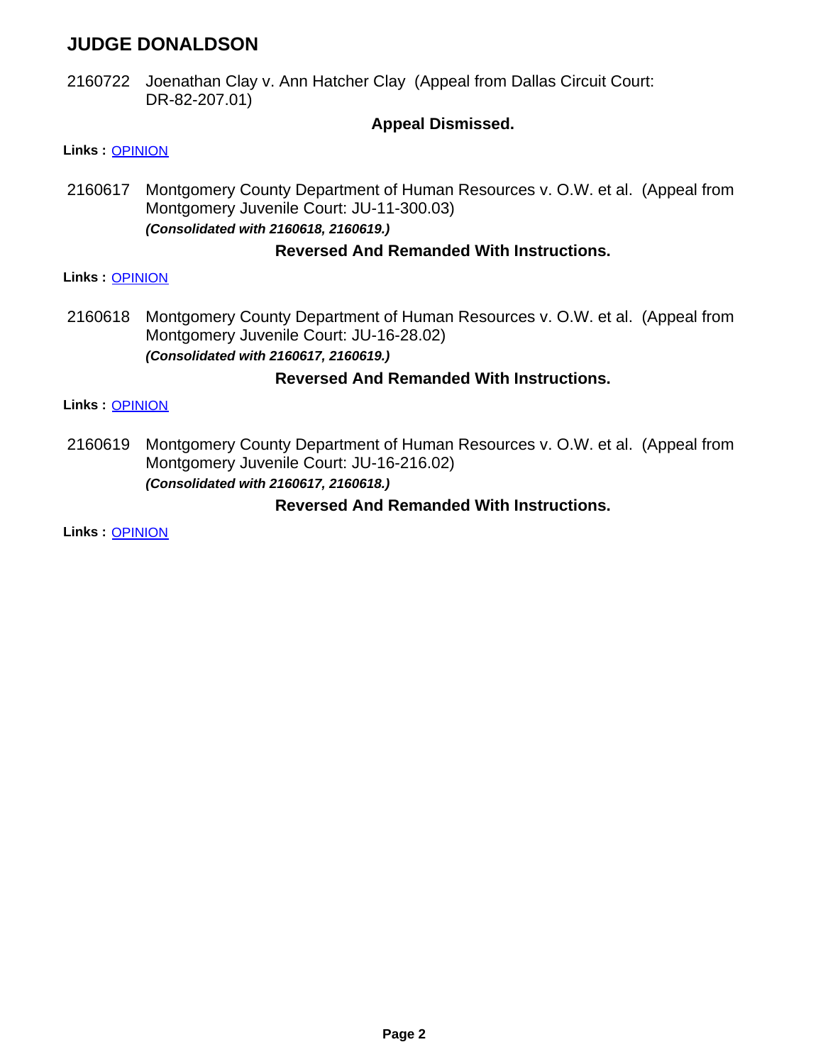## JUDGE DONALDSON

2160722 Joenathan Clay v. Ann Hatcher Clay (Appeal from Dallas Circuit Court: DR-82-207.01)

**Appeal Dismissed.**

**Links :** OPINION

2160617 Montgomery County Department of Human Resources v. O.W. et al. (Appeal from Montgomery Juvenile Court: JU-11-300.03)
***(Consolidated with 2160618, 2160619.)***

**Reversed And Remanded With Instructions.**

**Links :** OPINION

2160618 Montgomery County Department of Human Resources v. O.W. et al. (Appeal from Montgomery Juvenile Court: JU-16-28.02)
***(Consolidated with 2160617, 2160619.)***

**Reversed And Remanded With Instructions.**

**Links :** OPINION

2160619 Montgomery County Department of Human Resources v. O.W. et al. (Appeal from Montgomery Juvenile Court: JU-16-216.02)
***(Consolidated with 2160617, 2160618.)***

**Reversed And Remanded With Instructions.**

**Links :** OPINION